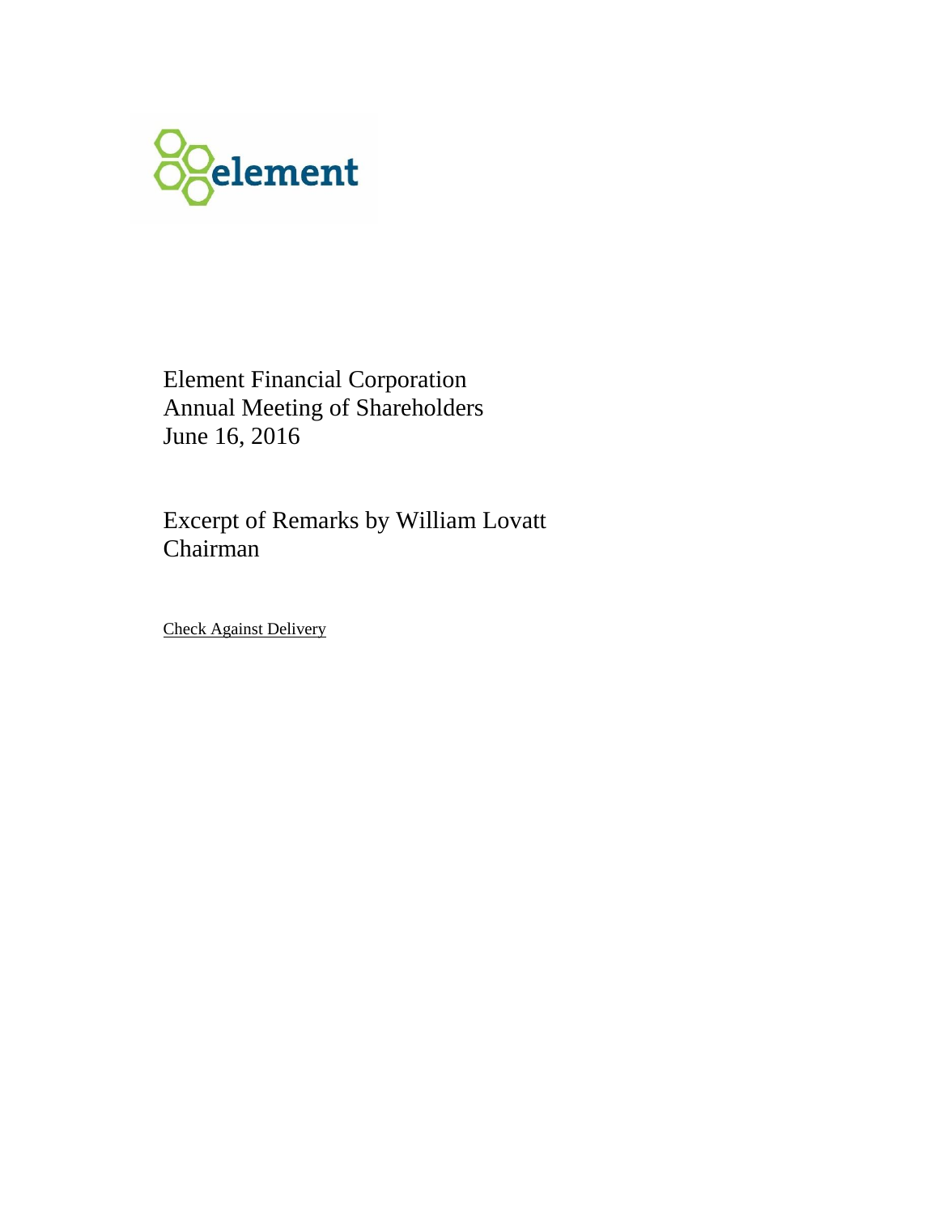element

Element Financial Corporation
Annual Meeting of Shareholders
June 16, 2016

Excerpt of Remarks by William Lovatt
Chairman

Check Against Delivery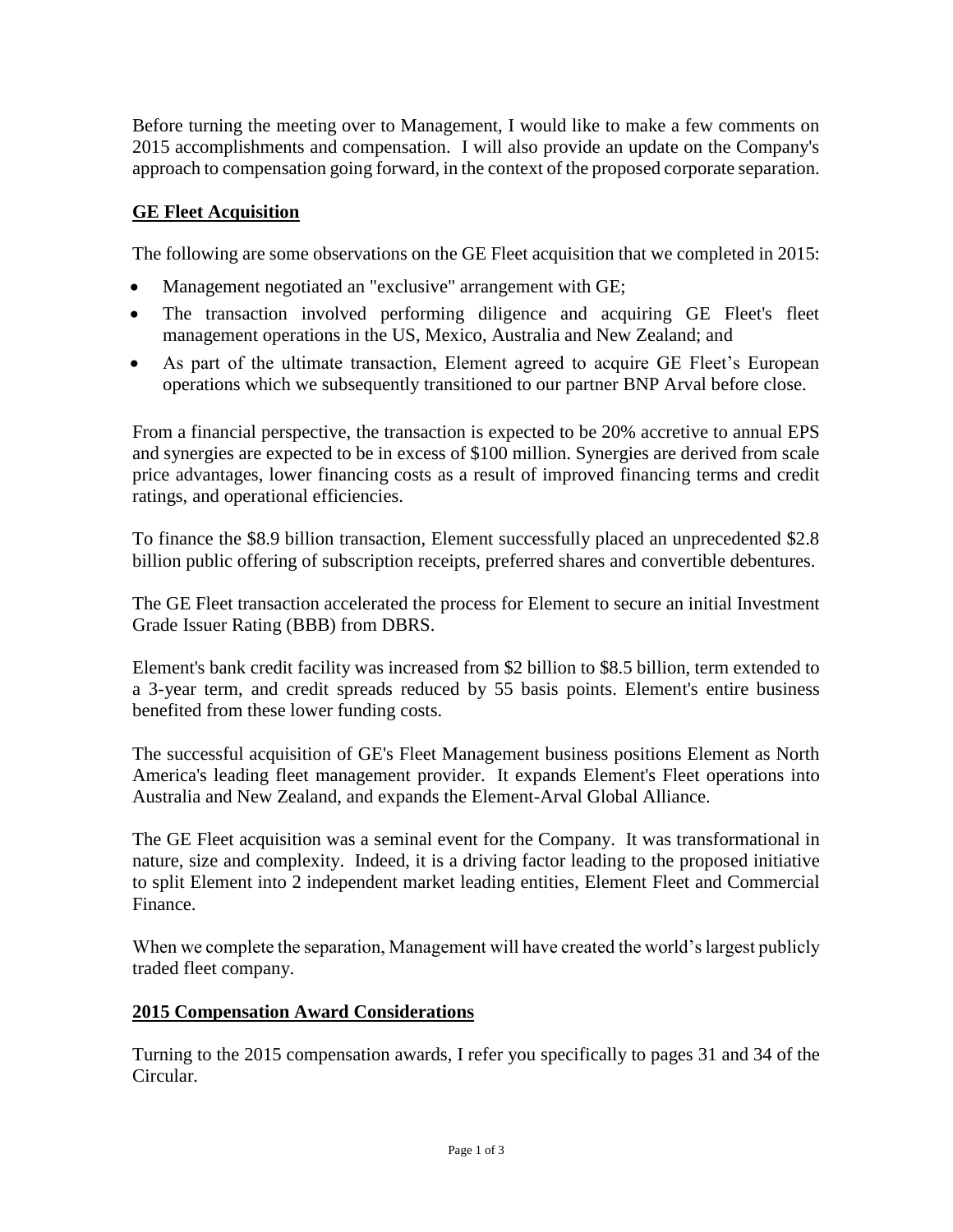Before turning the meeting over to Management, I would like to make a few comments on 2015 accomplishments and compensation. I will also provide an update on the Company's approach to compensation going forward, in the context of the proposed corporate separation.

## **GE Fleet Acquisition**

The following are some observations on the GE Fleet acquisition that we completed in 2015:

- Management negotiated an "exclusive" arrangement with GE;
- The transaction involved performing diligence and acquiring GE Fleet's fleet management operations in the US, Mexico, Australia and New Zealand; and
- As part of the ultimate transaction, Element agreed to acquire GE Fleet's European operations which we subsequently transitioned to our partner BNP Arval before close.

From a financial perspective, the transaction is expected to be 20% accretive to annual EPS and synergies are expected to be in excess of $100 million. Synergies are derived from scale price advantages, lower financing costs as a result of improved financing terms and credit ratings, and operational efficiencies.

To finance the $8.9 billion transaction, Element successfully placed an unprecedented $2.8 billion public offering of subscription receipts, preferred shares and convertible debentures.

The GE Fleet transaction accelerated the process for Element to secure an initial Investment Grade Issuer Rating (BBB) from DBRS.

Element's bank credit facility was increased from $2 billion to $8.5 billion, term extended to a 3-year term, and credit spreads reduced by 55 basis points. Element's entire business benefited from these lower funding costs.

The successful acquisition of GE's Fleet Management business positions Element as North America's leading fleet management provider. It expands Element's Fleet operations into Australia and New Zealand, and expands the Element-Arval Global Alliance.

The GE Fleet acquisition was a seminal event for the Company. It was transformational in nature, size and complexity. Indeed, it is a driving factor leading to the proposed initiative to split Element into 2 independent market leading entities, Element Fleet and Commercial Finance.

When we complete the separation, Management will have created the world's largest publicly traded fleet company.

## **2015 Compensation Award Considerations**

Turning to the 2015 compensation awards, I refer you specifically to pages 31 and 34 of the Circular.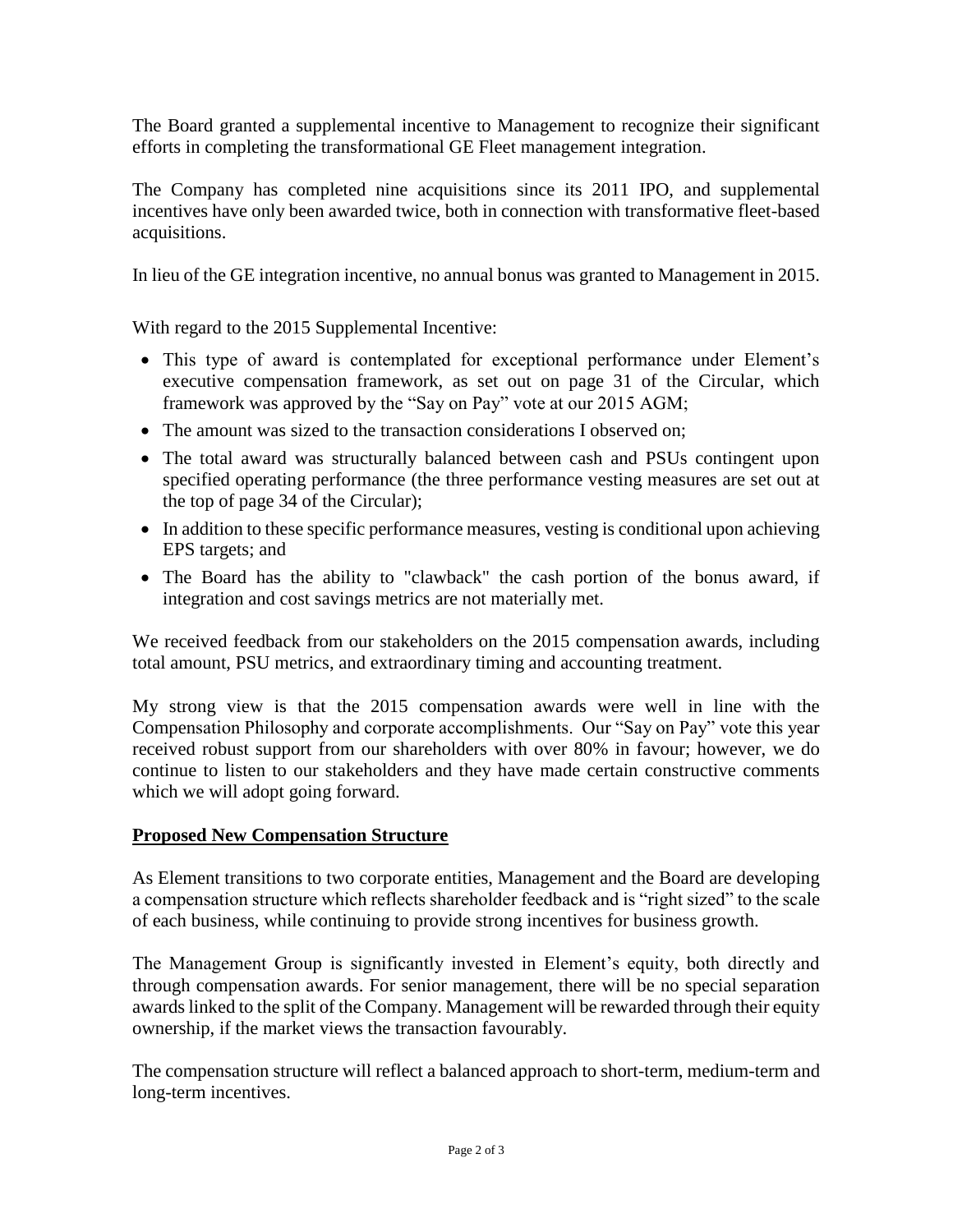The Board granted a supplemental incentive to Management to recognize their significant efforts in completing the transformational GE Fleet management integration.

The Company has completed nine acquisitions since its 2011 IPO, and supplemental incentives have only been awarded twice, both in connection with transformative fleet-based acquisitions.

In lieu of the GE integration incentive, no annual bonus was granted to Management in 2015.

With regard to the 2015 Supplemental Incentive:

- This type of award is contemplated for exceptional performance under Element's executive compensation framework, as set out on page 31 of the Circular, which framework was approved by the "Say on Pay" vote at our 2015 AGM;
- The amount was sized to the transaction considerations I observed on;
- The total award was structurally balanced between cash and PSUs contingent upon specified operating performance (the three performance vesting measures are set out at the top of page 34 of the Circular);
- In addition to these specific performance measures, vesting is conditional upon achieving EPS targets; and
- The Board has the ability to "clawback" the cash portion of the bonus award, if integration and cost savings metrics are not materially met.

We received feedback from our stakeholders on the 2015 compensation awards, including total amount, PSU metrics, and extraordinary timing and accounting treatment.

My strong view is that the 2015 compensation awards were well in line with the Compensation Philosophy and corporate accomplishments. Our "Say on Pay" vote this year received robust support from our shareholders with over 80% in favour; however, we do continue to listen to our stakeholders and they have made certain constructive comments which we will adopt going forward.

**Proposed New Compensation Structure**

As Element transitions to two corporate entities, Management and the Board are developing a compensation structure which reflects shareholder feedback and is "right sized" to the scale of each business, while continuing to provide strong incentives for business growth.

The Management Group is significantly invested in Element's equity, both directly and through compensation awards. For senior management, there will be no special separation awards linked to the split of the Company. Management will be rewarded through their equity ownership, if the market views the transaction favourably.

The compensation structure will reflect a balanced approach to short-term, medium-term and long-term incentives.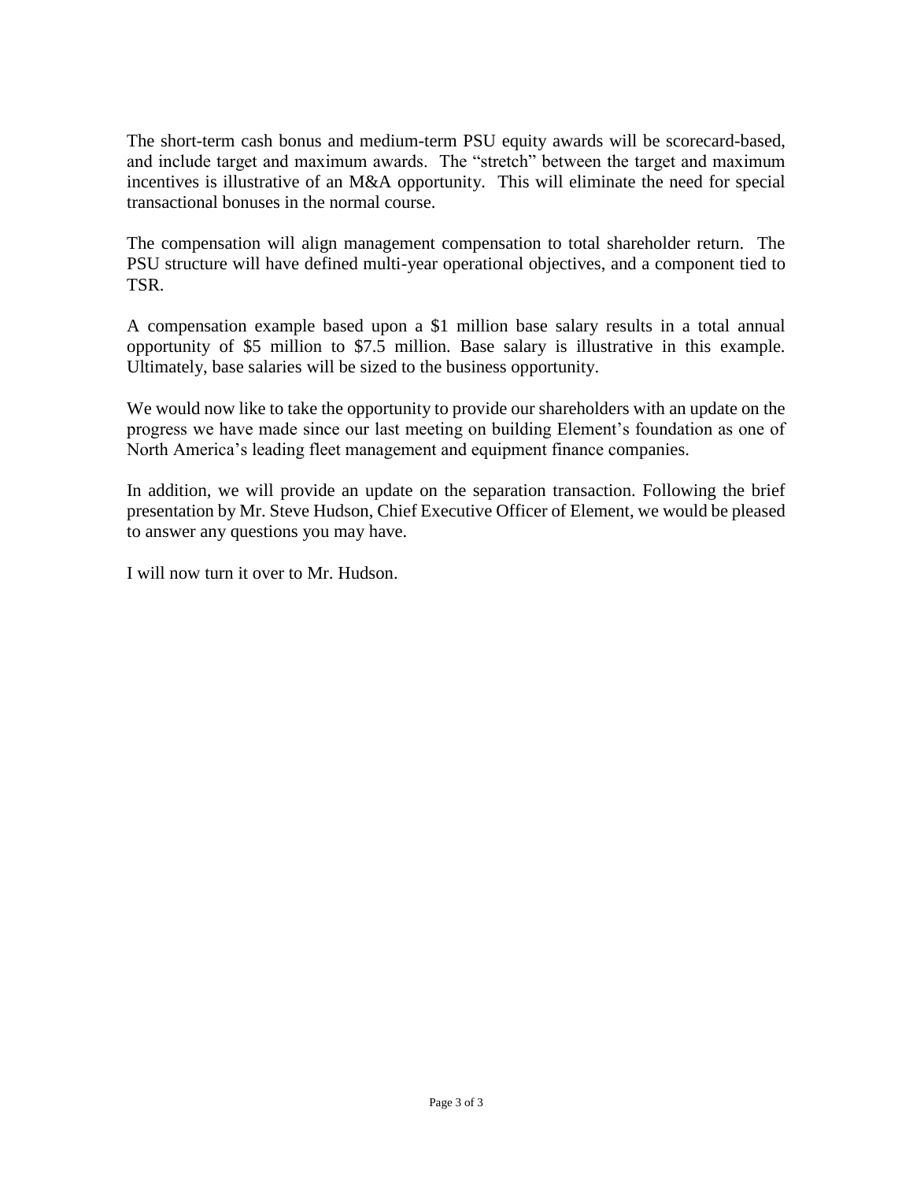The short-term cash bonus and medium-term PSU equity awards will be scorecard-based, and include target and maximum awards. The "stretch" between the target and maximum incentives is illustrative of an M&A opportunity. This will eliminate the need for special transactional bonuses in the normal course.

The compensation will align management compensation to total shareholder return. The PSU structure will have defined multi-year operational objectives, and a component tied to TSR.

A compensation example based upon a $1 million base salary results in a total annual opportunity of $5 million to $7.5 million. Base salary is illustrative in this example. Ultimately, base salaries will be sized to the business opportunity.

We would now like to take the opportunity to provide our shareholders with an update on the progress we have made since our last meeting on building Element's foundation as one of North America's leading fleet management and equipment finance companies.

In addition, we will provide an update on the separation transaction. Following the brief presentation by Mr. Steve Hudson, Chief Executive Officer of Element, we would be pleased to answer any questions you may have.

I will now turn it over to Mr. Hudson.